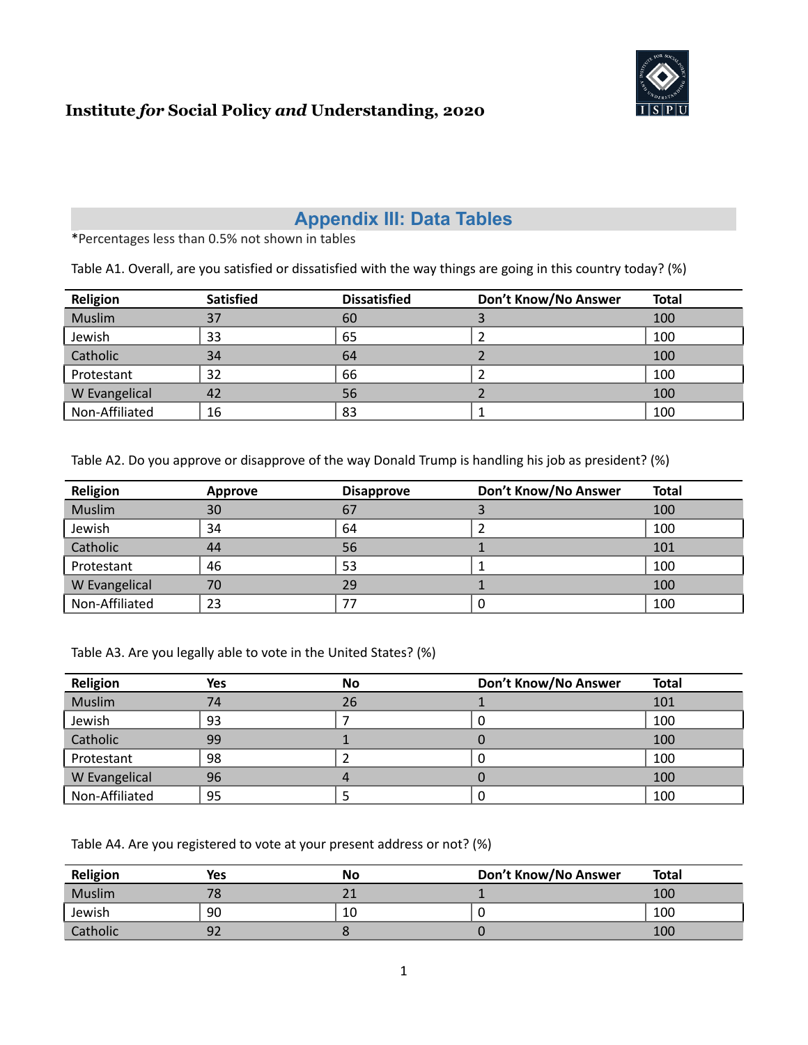**Institute *for* Social Policy *and* Understanding, 2020**

## Appendix III: Data Tables

*Percentages less than 0.5% not shown in tables

Table A1. Overall, are you satisfied or dissatisfied with the way things are going in this country today? (%)

| Religion | Satisfied | Dissatisfied | Don't Know/No Answer | Total |
|---|---|---|---|---|
| Muslim | 37 | 60 | 3 | 100 |
| Jewish | 33 | 65 | 2 | 100 |
| Catholic | 34 | 64 | 2 | 100 |
| Protestant | 32 | 66 | 2 | 100 |
| W Evangelical | 42 | 56 | 2 | 100 |
| Non-Affiliated | 16 | 83 | 1 | 100 |

Table A2. Do you approve or disapprove of the way Donald Trump is handling his job as president? (%)

| Religion | Approve | Disapprove | Don't Know/No Answer | Total |
|---|---|---|---|---|
| Muslim | 30 | 67 | 3 | 100 |
| Jewish | 34 | 64 | 2 | 100 |
| Catholic | 44 | 56 | 1 | 101 |
| Protestant | 46 | 53 | 1 | 100 |
| W Evangelical | 70 | 29 | 1 | 100 |
| Non-Affiliated | 23 | 77 | 0 | 100 |

Table A3. Are you legally able to vote in the United States? (%)

| Religion | Yes | No | Don't Know/No Answer | Total |
|---|---|---|---|---|
| Muslim | 74 | 26 | 1 | 101 |
| Jewish | 93 | 7 | 0 | 100 |
| Catholic | 99 | 1 | 0 | 100 |
| Protestant | 98 | 2 | 0 | 100 |
| W Evangelical | 96 | 4 | 0 | 100 |
| Non-Affiliated | 95 | 5 | 0 | 100 |

Table A4. Are you registered to vote at your present address or not? (%)

| Religion | Yes | No | Don't Know/No Answer | Total |
|---|---|---|---|---|
| Muslim | 78 | 21 | 1 | 100 |
| Jewish | 90 | 10 | 0 | 100 |
| Catholic | 92 | 8 | 0 | 100 |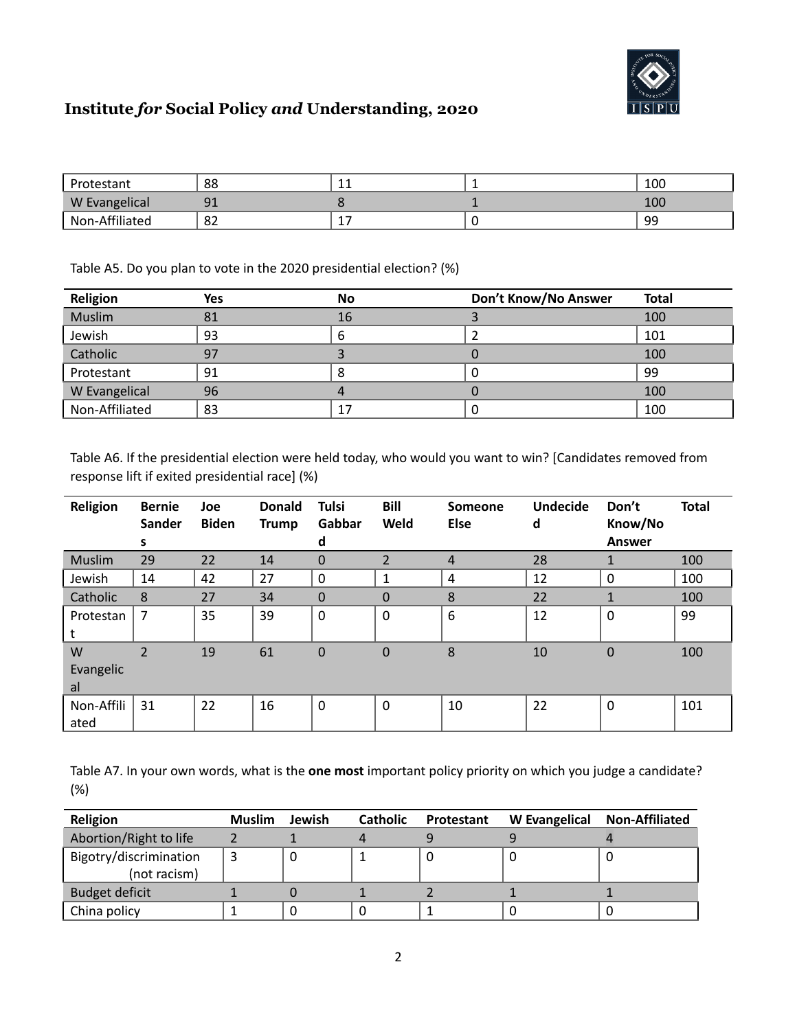| Protestant | 88 | 11 | 1 | 100 |
|---|---|---|---|---|
| W Evangelical | 91 | 8 | 1 | 100 |
| Non-Affiliated | 82 | 17 | 0 | 99 |

Table A5. Do you plan to vote in the 2020 presidential election? (%)

| Religion | Yes | No | Don't Know/No Answer | Total |
|---|---|---|---|---|
| Muslim | 81 | 16 | 3 | 100 |
| Jewish | 93 | 6 | 2 | 101 |
| Catholic | 97 | 3 | 0 | 100 |
| Protestant | 91 | 8 | 0 | 99 |
| W Evangelical | 96 | 4 | 0 | 100 |
| Non-Affiliated | 83 | 17 | 0 | 100 |

Table A6. If the presidential election were held today, who would you want to win? [Candidates removed from response lift if exited presidential race] (%)

| Religion | Bernie Sanders | Joe Biden | Donald Trump | Tulsi Gabbard | Bill Weld | Someone Else | Undecided | Don't Know/No Answer | Total |
|---|---|---|---|---|---|---|---|---|---|
| Muslim | 29 | 22 | 14 | 0 | 2 | 4 | 28 | 1 | 100 |
| Jewish | 14 | 42 | 27 | 0 | 1 | 4 | 12 | 0 | 100 |
| Catholic | 8 | 27 | 34 | 0 | 0 | 8 | 22 | 1 | 100 |
| Protestant | 7 | 35 | 39 | 0 | 0 | 6 | 12 | 0 | 99 |
| W Evangelical | 2 | 19 | 61 | 0 | 0 | 8 | 10 | 0 | 100 |
| Non-Affiliated | 31 | 22 | 16 | 0 | 0 | 10 | 22 | 0 | 101 |

Table A7. In your own words, what is the **one most** important policy priority on which you judge a candidate? (%)

| Religion | Muslim | Jewish | Catholic | Protestant | W Evangelical | Non-Affiliated |
|---|---|---|---|---|---|---|
| Abortion/Right to life | 2 | 1 | 4 | 9 | 9 | 4 |
| Bigotry/discrimination (not racism) | 3 | 0 | 1 | 0 | 0 | 0 |
| Budget deficit | 1 | 0 | 1 | 2 | 1 | 1 |
| China policy | 1 | 0 | 0 | 1 | 0 | 0 |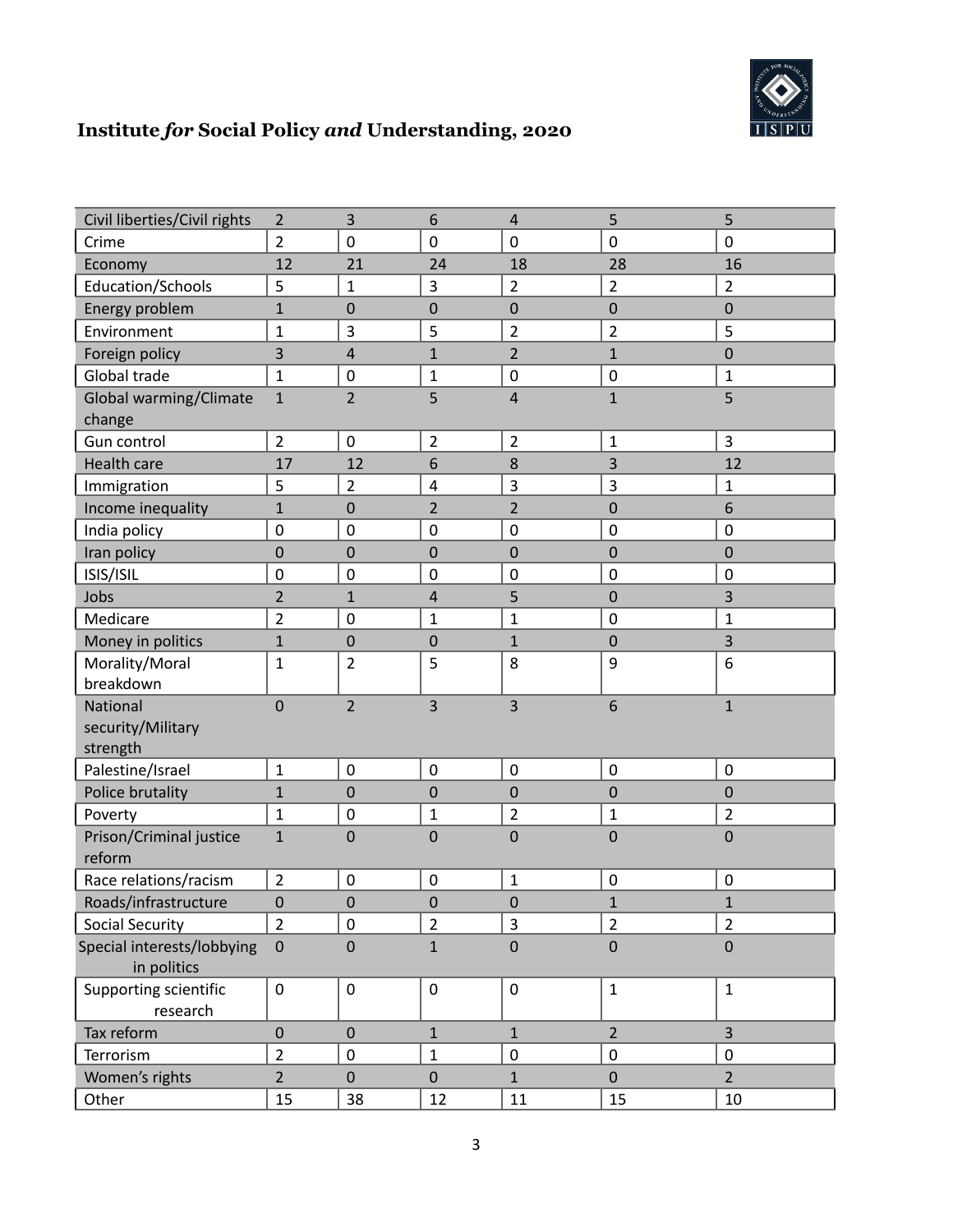| | | | | | | |
|---|---|---|---|---|---|---|
| Civil liberties/Civil rights | 2 | 3 | 6 | 4 | 5 | 5 |
| Crime | 2 | 0 | 0 | 0 | 0 | 0 |
| Economy | 12 | 21 | 24 | 18 | 28 | 16 |
| Education/Schools | 5 | 1 | 3 | 2 | 2 | 2 |
| Energy problem | 1 | 0 | 0 | 0 | 0 | 0 |
| Environment | 1 | 3 | 5 | 2 | 2 | 5 |
| Foreign policy | 3 | 4 | 1 | 2 | 1 | 0 |
| Global trade | 1 | 0 | 1 | 0 | 0 | 1 |
| Global warming/Climate change | 1 | 2 | 5 | 4 | 1 | 5 |
| Gun control | 2 | 0 | 2 | 2 | 1 | 3 |
| Health care | 17 | 12 | 6 | 8 | 3 | 12 |
| Immigration | 5 | 2 | 4 | 3 | 3 | 1 |
| Income inequality | 1 | 0 | 2 | 2 | 0 | 6 |
| India policy | 0 | 0 | 0 | 0 | 0 | 0 |
| Iran policy | 0 | 0 | 0 | 0 | 0 | 0 |
| ISIS/ISIL | 0 | 0 | 0 | 0 | 0 | 0 |
| Jobs | 2 | 1 | 4 | 5 | 0 | 3 |
| Medicare | 2 | 0 | 1 | 1 | 0 | 1 |
| Money in politics | 1 | 0 | 0 | 1 | 0 | 3 |
| Morality/Moral breakdown | 1 | 2 | 5 | 8 | 9 | 6 |
| National security/Military strength | 0 | 2 | 3 | 3 | 6 | 1 |
| Palestine/Israel | 1 | 0 | 0 | 0 | 0 | 0 |
| Police brutality | 1 | 0 | 0 | 0 | 0 | 0 |
| Poverty | 1 | 0 | 1 | 2 | 1 | 2 |
| Prison/Criminal justice reform | 1 | 0 | 0 | 0 | 0 | 0 |
| Race relations/racism | 2 | 0 | 0 | 1 | 0 | 0 |
| Roads/infrastructure | 0 | 0 | 0 | 0 | 1 | 1 |
| Social Security | 2 | 0 | 2 | 3 | 2 | 2 |
| Special interests/lobbying in politics | 0 | 0 | 1 | 0 | 0 | 0 |
| Supporting scientific research | 0 | 0 | 0 | 0 | 1 | 1 |
| Tax reform | 0 | 0 | 1 | 1 | 2 | 3 |
| Terrorism | 2 | 0 | 1 | 0 | 0 | 0 |
| Women's rights | 2 | 0 | 0 | 1 | 0 | 2 |
| Other | 15 | 38 | 12 | 11 | 15 | 10 |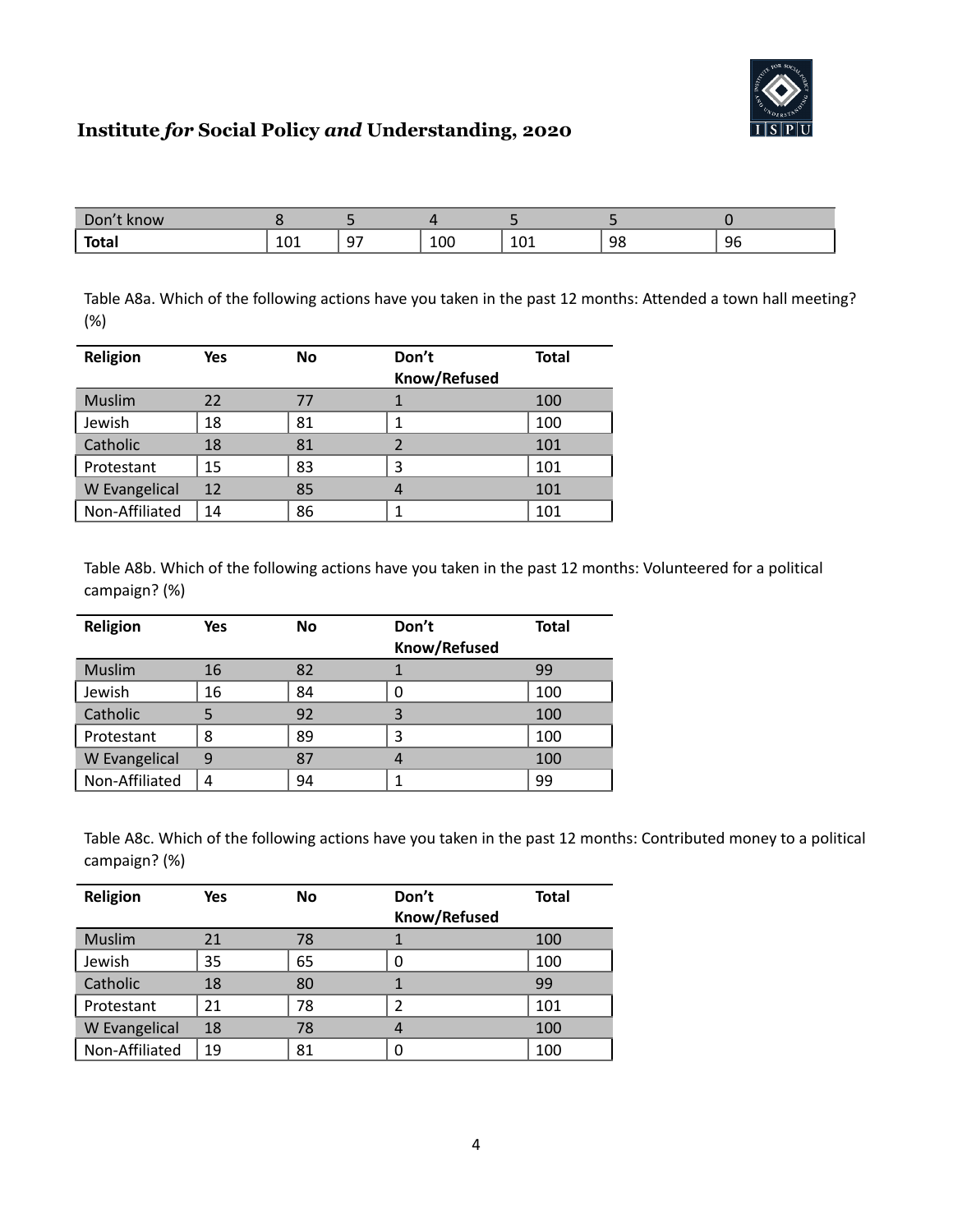| Don't know | 8 | 5 | 4 | 5 | 5 | 0 |
|---|---|---|---|---|---|---|
| **Total** | 101 | 97 | 100 | 101 | 98 | 96 |

Table A8a. Which of the following actions have you taken in the past 12 months: Attended a town hall meeting? (%)

| Religion | Yes | No | Don't Know/Refused | Total |
|---|---|---|---|---|
| Muslim | 22 | 77 | 1 | 100 |
| Jewish | 18 | 81 | 1 | 100 |
| Catholic | 18 | 81 | 2 | 101 |
| Protestant | 15 | 83 | 3 | 101 |
| W Evangelical | 12 | 85 | 4 | 101 |
| Non-Affiliated | 14 | 86 | 1 | 101 |

Table A8b. Which of the following actions have you taken in the past 12 months: Volunteered for a political campaign? (%)

| Religion | Yes | No | Don't Know/Refused | Total |
|---|---|---|---|---|
| Muslim | 16 | 82 | 1 | 99 |
| Jewish | 16 | 84 | 0 | 100 |
| Catholic | 5 | 92 | 3 | 100 |
| Protestant | 8 | 89 | 3 | 100 |
| W Evangelical | 9 | 87 | 4 | 100 |
| Non-Affiliated | 4 | 94 | 1 | 99 |

Table A8c. Which of the following actions have you taken in the past 12 months: Contributed money to a political campaign? (%)

| Religion | Yes | No | Don't Know/Refused | Total |
|---|---|---|---|---|
| Muslim | 21 | 78 | 1 | 100 |
| Jewish | 35 | 65 | 0 | 100 |
| Catholic | 18 | 80 | 1 | 99 |
| Protestant | 21 | 78 | 2 | 101 |
| W Evangelical | 18 | 78 | 4 | 100 |
| Non-Affiliated | 19 | 81 | 0 | 100 |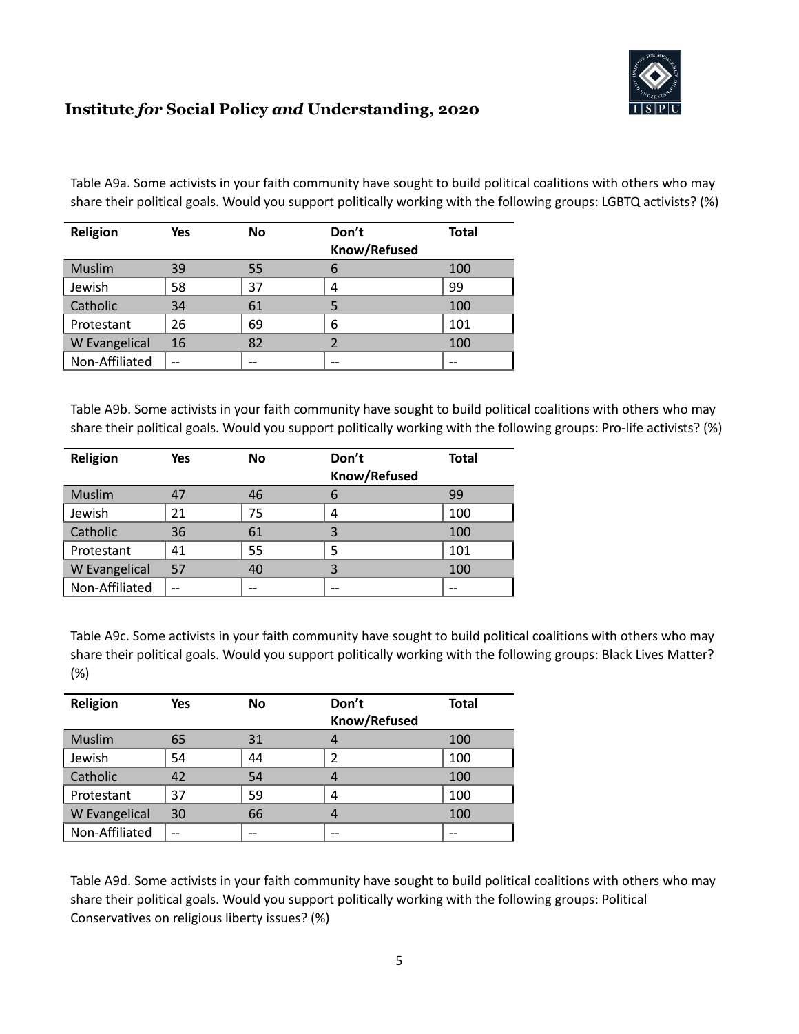Table A9a. Some activists in your faith community have sought to build political coalitions with others who may share their political goals. Would you support politically working with the following groups: LGBTQ activists? (%)

| Religion | Yes | No | Don't Know/Refused | Total |
|---|---|---|---|---|
| Muslim | 39 | 55 | 6 | 100 |
| Jewish | 58 | 37 | 4 | 99 |
| Catholic | 34 | 61 | 5 | 100 |
| Protestant | 26 | 69 | 6 | 101 |
| W Evangelical | 16 | 82 | 2 | 100 |
| Non-Affiliated | -- | -- | -- | -- |

Table A9b. Some activists in your faith community have sought to build political coalitions with others who may share their political goals. Would you support politically working with the following groups: Pro-life activists? (%)

| Religion | Yes | No | Don't Know/Refused | Total |
|---|---|---|---|---|
| Muslim | 47 | 46 | 6 | 99 |
| Jewish | 21 | 75 | 4 | 100 |
| Catholic | 36 | 61 | 3 | 100 |
| Protestant | 41 | 55 | 5 | 101 |
| W Evangelical | 57 | 40 | 3 | 100 |
| Non-Affiliated | -- | -- | -- | -- |

Table A9c. Some activists in your faith community have sought to build political coalitions with others who may share their political goals. Would you support politically working with the following groups: Black Lives Matter? (%)

| Religion | Yes | No | Don't Know/Refused | Total |
|---|---|---|---|---|
| Muslim | 65 | 31 | 4 | 100 |
| Jewish | 54 | 44 | 2 | 100 |
| Catholic | 42 | 54 | 4 | 100 |
| Protestant | 37 | 59 | 4 | 100 |
| W Evangelical | 30 | 66 | 4 | 100 |
| Non-Affiliated | -- | -- | -- | -- |

Table A9d. Some activists in your faith community have sought to build political coalitions with others who may share their political goals. Would you support politically working with the following groups: Political Conservatives on religious liberty issues? (%)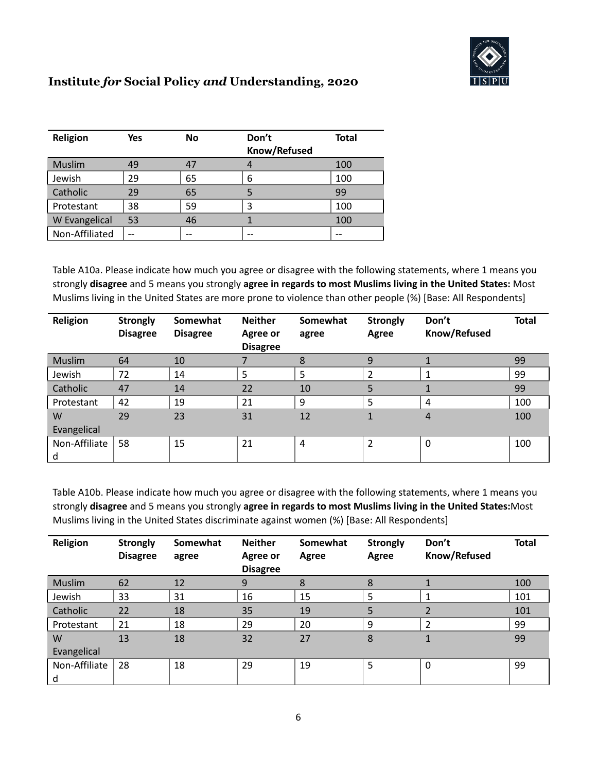| Religion | Yes | No | Don't Know/Refused | Total |
|---|---|---|---|---|
| Muslim | 49 | 47 | 4 | 100 |
| Jewish | 29 | 65 | 6 | 100 |
| Catholic | 29 | 65 | 5 | 99 |
| Protestant | 38 | 59 | 3 | 100 |
| W Evangelical | 53 | 46 | 1 | 100 |
| Non-Affiliated | -- | -- | -- | -- |

Table A10a. Please indicate how much you agree or disagree with the following statements, where 1 means you strongly **disagree** and 5 means you strongly **agree in regards to most Muslims living in the United States:** Most Muslims living in the United States are more prone to violence than other people (%) [Base: All Respondents]

| Religion | Strongly Disagree | Somewhat Disagree | Neither Agree or Disagree | Somewhat agree | Strongly Agree | Don't Know/Refused | Total |
|---|---|---|---|---|---|---|---|
| Muslim | 64 | 10 | 7 | 8 | 9 | 1 | 99 |
| Jewish | 72 | 14 | 5 | 5 | 2 | 1 | 99 |
| Catholic | 47 | 14 | 22 | 10 | 5 | 1 | 99 |
| Protestant | 42 | 19 | 21 | 9 | 5 | 4 | 100 |
| W Evangelical | 29 | 23 | 31 | 12 | 1 | 4 | 100 |
| Non-Affiliated | 58 | 15 | 21 | 4 | 2 | 0 | 100 |

Table A10b. Please indicate how much you agree or disagree with the following statements, where 1 means you strongly **disagree** and 5 means you strongly **agree in regards to most Muslims living in the United States:**Most Muslims living in the United States discriminate against women (%) [Base: All Respondents]

| Religion | Strongly Disagree | Somewhat agree | Neither Agree or Disagree | Somewhat Agree | Strongly Agree | Don't Know/Refused | Total |
|---|---|---|---|---|---|---|---|
| Muslim | 62 | 12 | 9 | 8 | 8 | 1 | 100 |
| Jewish | 33 | 31 | 16 | 15 | 5 | 1 | 101 |
| Catholic | 22 | 18 | 35 | 19 | 5 | 2 | 101 |
| Protestant | 21 | 18 | 29 | 20 | 9 | 2 | 99 |
| W Evangelical | 13 | 18 | 32 | 27 | 8 | 1 | 99 |
| Non-Affiliated | 28 | 18 | 29 | 19 | 5 | 0 | 99 |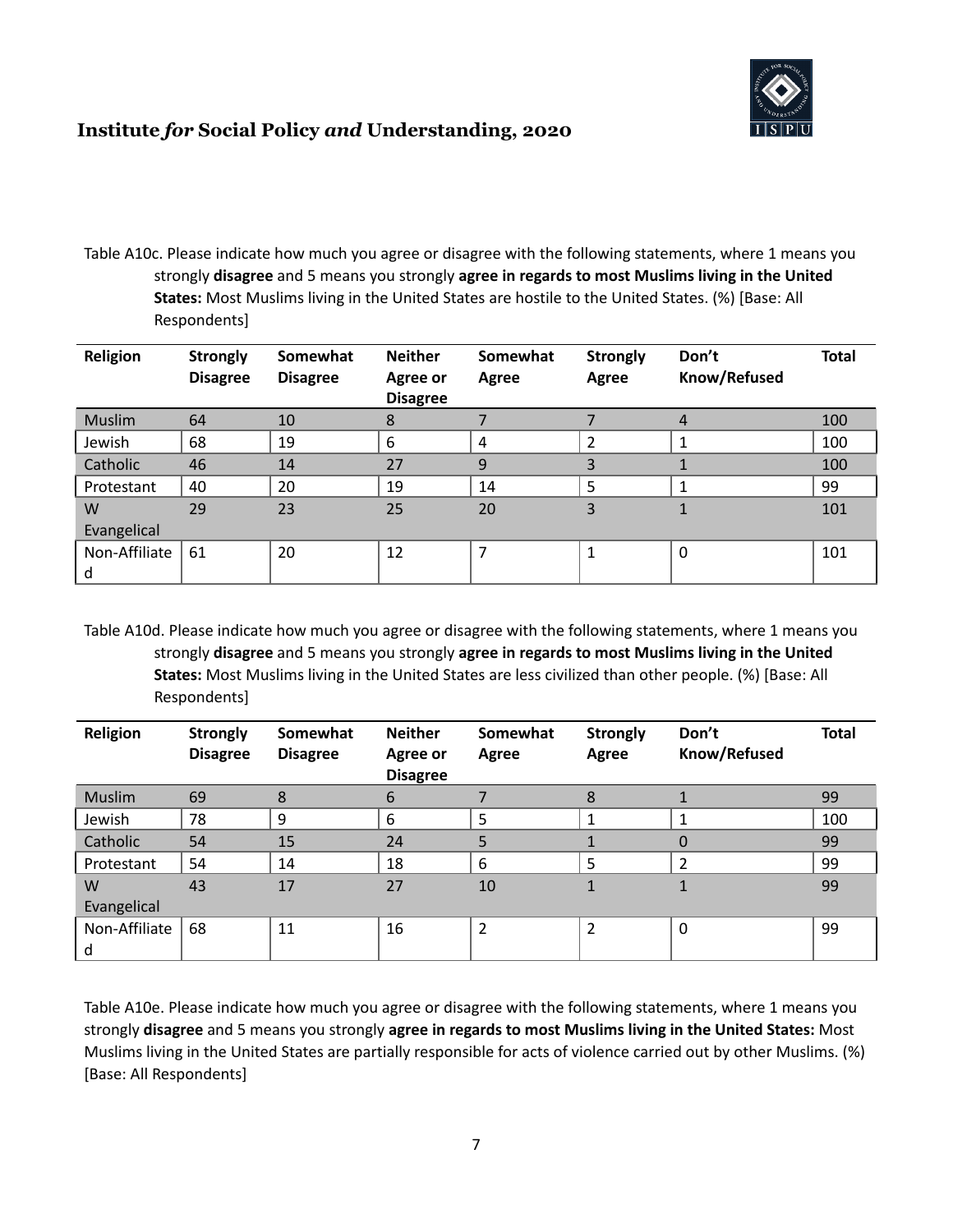Table A10c. Please indicate how much you agree or disagree with the following statements, where 1 means you strongly **disagree** and 5 means you strongly **agree in regards to most Muslims living in the United States:** Most Muslims living in the United States are hostile to the United States. (%) [Base: All Respondents]

| Religion | Strongly Disagree | Somewhat Disagree | Neither Agree or Disagree | Somewhat Agree | Strongly Agree | Don't Know/Refused | Total |
|---|---|---|---|---|---|---|---|
| Muslim | 64 | 10 | 8 | 7 | 7 | 4 | 100 |
| Jewish | 68 | 19 | 6 | 4 | 2 | 1 | 100 |
| Catholic | 46 | 14 | 27 | 9 | 3 | 1 | 100 |
| Protestant | 40 | 20 | 19 | 14 | 5 | 1 | 99 |
| W Evangelical | 29 | 23 | 25 | 20 | 3 | 1 | 101 |
| Non-Affiliated | 61 | 20 | 12 | 7 | 1 | 0 | 101 |

Table A10d. Please indicate how much you agree or disagree with the following statements, where 1 means you strongly **disagree** and 5 means you strongly **agree in regards to most Muslims living in the United States:** Most Muslims living in the United States are less civilized than other people. (%) [Base: All Respondents]

| Religion | Strongly Disagree | Somewhat Disagree | Neither Agree or Disagree | Somewhat Agree | Strongly Agree | Don't Know/Refused | Total |
|---|---|---|---|---|---|---|---|
| Muslim | 69 | 8 | 6 | 7 | 8 | 1 | 99 |
| Jewish | 78 | 9 | 6 | 5 | 1 | 1 | 100 |
| Catholic | 54 | 15 | 24 | 5 | 1 | 0 | 99 |
| Protestant | 54 | 14 | 18 | 6 | 5 | 2 | 99 |
| W Evangelical | 43 | 17 | 27 | 10 | 1 | 1 | 99 |
| Non-Affiliated | 68 | 11 | 16 | 2 | 2 | 0 | 99 |

Table A10e. Please indicate how much you agree or disagree with the following statements, where 1 means you strongly **disagree** and 5 means you strongly **agree in regards to most Muslims living in the United States:** Most Muslims living in the United States are partially responsible for acts of violence carried out by other Muslims. (%) [Base: All Respondents]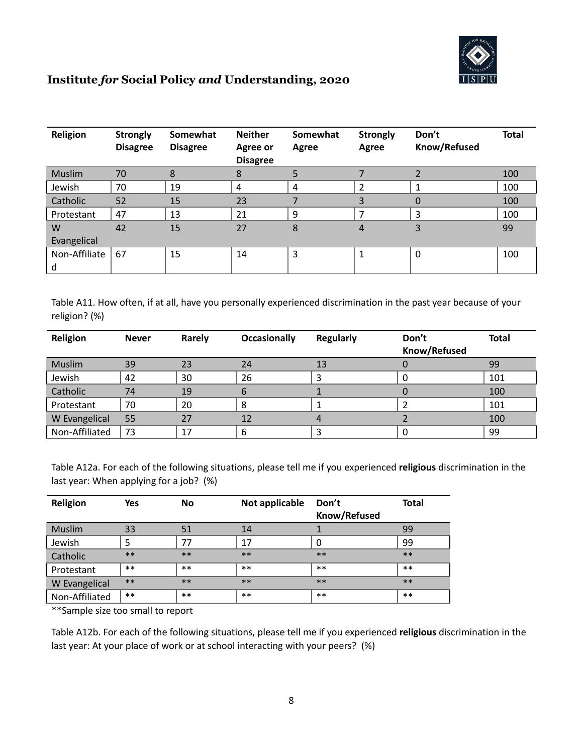| Religion | Strongly Disagree | Somewhat Disagree | Neither Agree or Disagree | Somewhat Agree | Strongly Agree | Don't Know/Refused | Total |
|---|---|---|---|---|---|---|---|
| Muslim | 70 | 8 | 8 | 5 | 7 | 2 | 100 |
| Jewish | 70 | 19 | 4 | 4 | 2 | 1 | 100 |
| Catholic | 52 | 15 | 23 | 7 | 3 | 0 | 100 |
| Protestant | 47 | 13 | 21 | 9 | 7 | 3 | 100 |
| W Evangelical | 42 | 15 | 27 | 8 | 4 | 3 | 99 |
| Non-Affiliated | 67 | 15 | 14 | 3 | 1 | 0 | 100 |

Table A11. How often, if at all, have you personally experienced discrimination in the past year because of your religion? (%)

| Religion | Never | Rarely | Occasionally | Regularly | Don't Know/Refused | Total |
|---|---|---|---|---|---|---|
| Muslim | 39 | 23 | 24 | 13 | 0 | 99 |
| Jewish | 42 | 30 | 26 | 3 | 0 | 101 |
| Catholic | 74 | 19 | 6 | 1 | 0 | 100 |
| Protestant | 70 | 20 | 8 | 1 | 2 | 101 |
| W Evangelical | 55 | 27 | 12 | 4 | 2 | 100 |
| Non-Affiliated | 73 | 17 | 6 | 3 | 0 | 99 |

Table A12a. For each of the following situations, please tell me if you experienced **religious** discrimination in the last year: When applying for a job? (%)

| Religion | Yes | No | Not applicable | Don't Know/Refused | Total |
|---|---|---|---|---|---|
| Muslim | 33 | 51 | 14 | 1 | 99 |
| Jewish | 5 | 77 | 17 | 0 | 99 |
| Catholic | ** | ** | ** | ** | ** |
| Protestant | ** | ** | ** | ** | ** |
| W Evangelical | ** | ** | ** | ** | ** |
| Non-Affiliated | ** | ** | ** | ** | ** |

**Sample size too small to report

Table A12b. For each of the following situations, please tell me if you experienced **religious** discrimination in the last year: At your place of work or at school interacting with your peers? (%)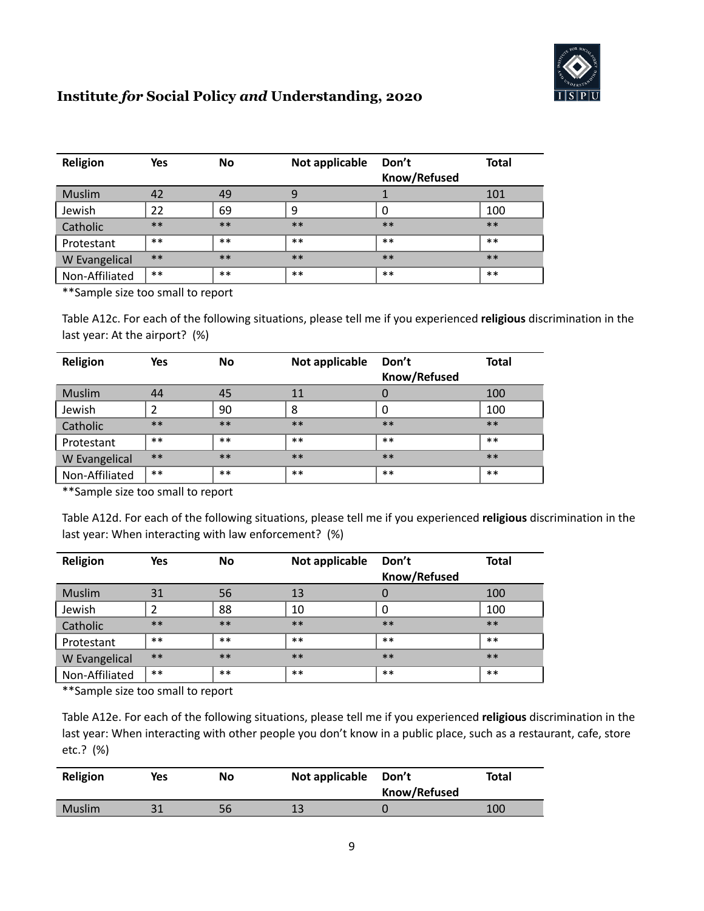| Religion | Yes | No | Not applicable | Don't Know/Refused | Total |
|---|---|---|---|---|---|
| Muslim | 42 | 49 | 9 | 1 | 101 |
| Jewish | 22 | 69 | 9 | 0 | 100 |
| Catholic | ** | ** | ** | ** | ** |
| Protestant | ** | ** | ** | ** | ** |
| W Evangelical | ** | ** | ** | ** | ** |
| Non-Affiliated | ** | ** | ** | ** | ** |

**Sample size too small to report

Table A12c. For each of the following situations, please tell me if you experienced **religious** discrimination in the last year: At the airport? (%)

| Religion | Yes | No | Not applicable | Don't Know/Refused | Total |
|---|---|---|---|---|---|
| Muslim | 44 | 45 | 11 | 0 | 100 |
| Jewish | 2 | 90 | 8 | 0 | 100 |
| Catholic | ** | ** | ** | ** | ** |
| Protestant | ** | ** | ** | ** | ** |
| W Evangelical | ** | ** | ** | ** | ** |
| Non-Affiliated | ** | ** | ** | ** | ** |

**Sample size too small to report

Table A12d. For each of the following situations, please tell me if you experienced **religious** discrimination in the last year: When interacting with law enforcement? (%)

| Religion | Yes | No | Not applicable | Don't Know/Refused | Total |
|---|---|---|---|---|---|
| Muslim | 31 | 56 | 13 | 0 | 100 |
| Jewish | 2 | 88 | 10 | 0 | 100 |
| Catholic | ** | ** | ** | ** | ** |
| Protestant | ** | ** | ** | ** | ** |
| W Evangelical | ** | ** | ** | ** | ** |
| Non-Affiliated | ** | ** | ** | ** | ** |

**Sample size too small to report

Table A12e. For each of the following situations, please tell me if you experienced **religious** discrimination in the last year: When interacting with other people you don't know in a public place, such as a restaurant, cafe, store etc.? (%)

| Religion | Yes | No | Not applicable | Don't Know/Refused | Total |
|---|---|---|---|---|---|
| Muslim | 31 | 56 | 13 | 0 | 100 |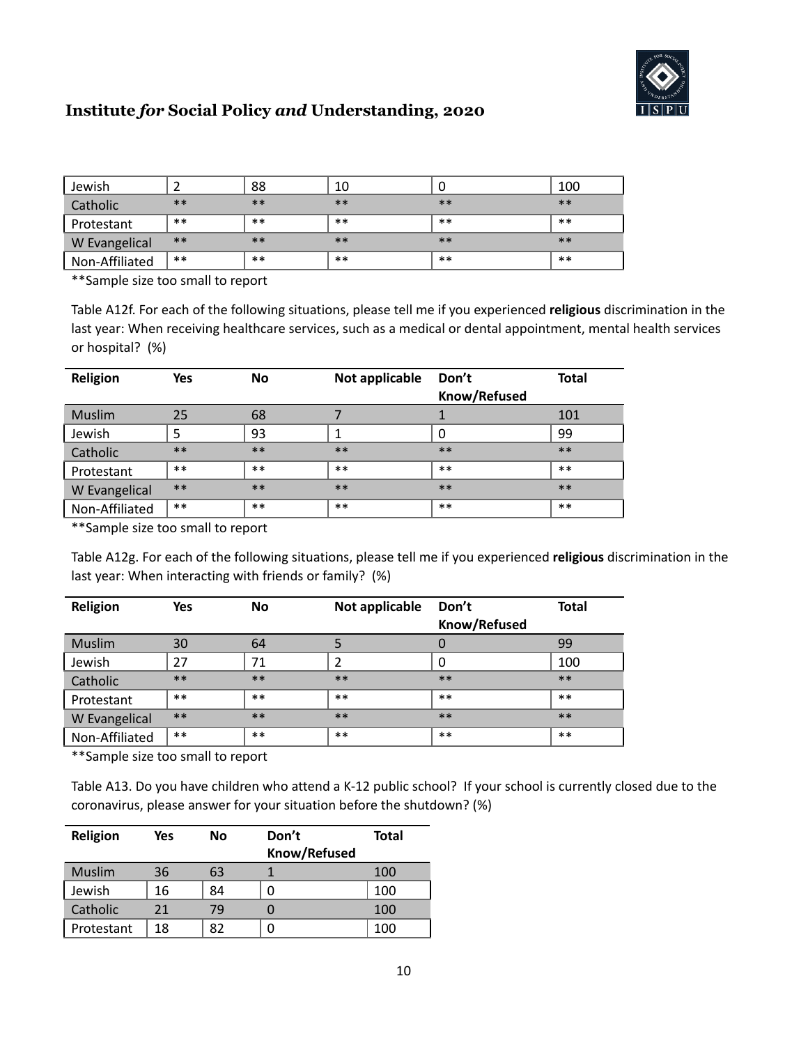| | | | | | |
|---|---|---|---|---|---|
| Jewish | 2 | 88 | 10 | 0 | 100 |
| Catholic | ** | ** | ** | ** | ** |
| Protestant | ** | ** | ** | ** | ** |
| W Evangelical | ** | ** | ** | ** | ** |
| Non-Affiliated | ** | ** | ** | ** | ** |

**Sample size too small to report

Table A12f. For each of the following situations, please tell me if you experienced **religious** discrimination in the last year: When receiving healthcare services, such as a medical or dental appointment, mental health services or hospital? (%)

| Religion | Yes | No | Not applicable | Don't Know/Refused | Total |
|---|---|---|---|---|---|
| Muslim | 25 | 68 | 7 | 1 | 101 |
| Jewish | 5 | 93 | 1 | 0 | 99 |
| Catholic | ** | ** | ** | ** | ** |
| Protestant | ** | ** | ** | ** | ** |
| W Evangelical | ** | ** | ** | ** | ** |
| Non-Affiliated | ** | ** | ** | ** | ** |

**Sample size too small to report

Table A12g. For each of the following situations, please tell me if you experienced **religious** discrimination in the last year: When interacting with friends or family? (%)

| Religion | Yes | No | Not applicable | Don't Know/Refused | Total |
|---|---|---|---|---|---|
| Muslim | 30 | 64 | 5 | 0 | 99 |
| Jewish | 27 | 71 | 2 | 0 | 100 |
| Catholic | ** | ** | ** | ** | ** |
| Protestant | ** | ** | ** | ** | ** |
| W Evangelical | ** | ** | ** | ** | ** |
| Non-Affiliated | ** | ** | ** | ** | ** |

**Sample size too small to report

Table A13. Do you have children who attend a K-12 public school? If your school is currently closed due to the coronavirus, please answer for your situation before the shutdown? (%)

| Religion | Yes | No | Don't Know/Refused | Total |
|---|---|---|---|---|
| Muslim | 36 | 63 | 1 | 100 |
| Jewish | 16 | 84 | 0 | 100 |
| Catholic | 21 | 79 | 0 | 100 |
| Protestant | 18 | 82 | 0 | 100 |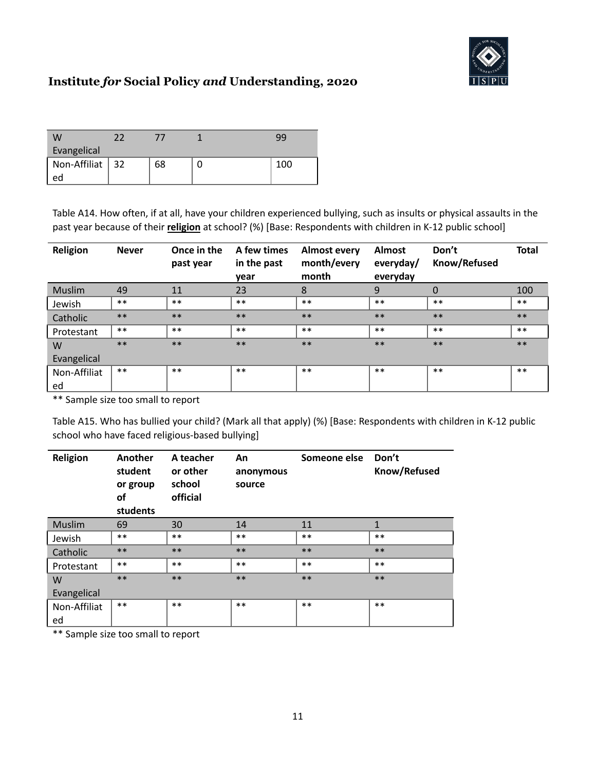| W Evangelical | 22 | 77 | 1 | 99 |
|---|---|---|---|---|
| Non-Affiliated | 32 | 68 | 0 | 100 |

Table A14. How often, if at all, have your children experienced bullying, such as insults or physical assaults in the past year because of their **religion** at school? (%) [Base: Respondents with children in K-12 public school]

| Religion | Never | Once in the past year | A few times in the past year | Almost every month/every month | Almost everyday/ everyday | Don't Know/Refused | Total |
|---|---|---|---|---|---|---|---|
| Muslim | 49 | 11 | 23 | 8 | 9 | 0 | 100 |
| Jewish | ** | ** | ** | ** | ** | ** | ** |
| Catholic | ** | ** | ** | ** | ** | ** | ** |
| Protestant | ** | ** | ** | ** | ** | ** | ** |
| W Evangelical | ** | ** | ** | ** | ** | ** | ** |
| Non-Affiliated | ** | ** | ** | ** | ** | ** | ** |

** Sample size too small to report

Table A15. Who has bullied your child? (Mark all that apply) (%) [Base: Respondents with children in K-12 public school who have faced religious-based bullying]

| Religion | Another student or group of students | A teacher or other school official | An anonymous source | Someone else | Don't Know/Refused |
|---|---|---|---|---|---|
| Muslim | 69 | 30 | 14 | 11 | 1 |
| Jewish | ** | ** | ** | ** | ** |
| Catholic | ** | ** | ** | ** | ** |
| Protestant | ** | ** | ** | ** | ** |
| W Evangelical | ** | ** | ** | ** | ** |
| Non-Affiliated | ** | ** | ** | ** | ** |

** Sample size too small to report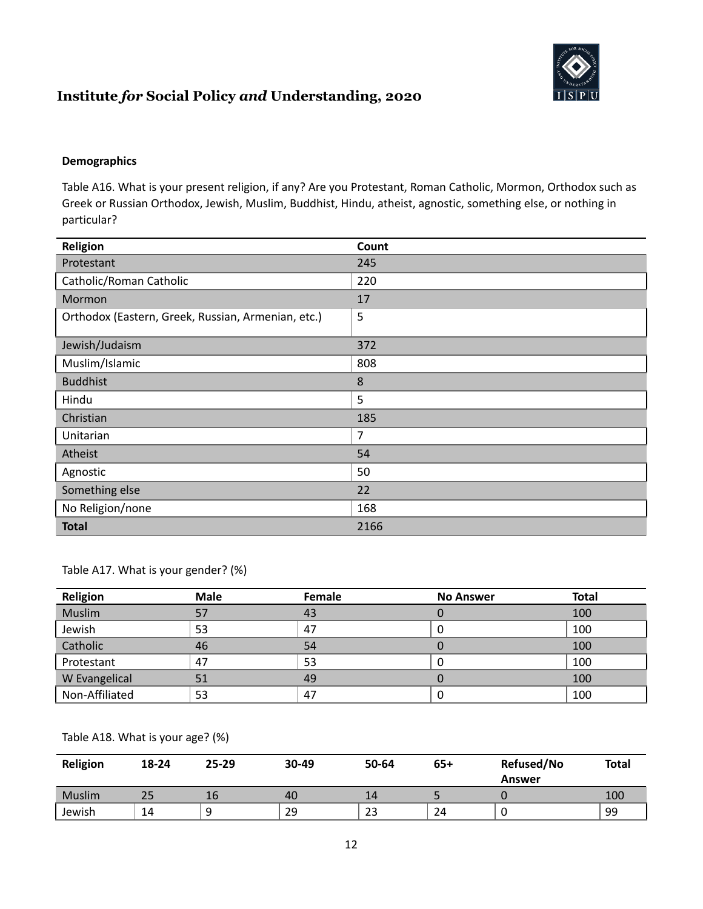**Demographics**

Table A16. What is your present religion, if any? Are you Protestant, Roman Catholic, Mormon, Orthodox such as Greek or Russian Orthodox, Jewish, Muslim, Buddhist, Hindu, atheist, agnostic, something else, or nothing in particular?

| Religion | Count |
| --- | --- |
| Protestant | 245 |
| Catholic/Roman Catholic | 220 |
| Mormon | 17 |
| Orthodox (Eastern, Greek, Russian, Armenian, etc.) | 5 |
| Jewish/Judaism | 372 |
| Muslim/Islamic | 808 |
| Buddhist | 8 |
| Hindu | 5 |
| Christian | 185 |
| Unitarian | 7 |
| Atheist | 54 |
| Agnostic | 50 |
| Something else | 22 |
| No Religion/none | 168 |
| **Total** | 2166 |

Table A17. What is your gender? (%)

| Religion | Male | Female | No Answer | Total |
| --- | --- | --- | --- | --- |
| Muslim | 57 | 43 | 0 | 100 |
| Jewish | 53 | 47 | 0 | 100 |
| Catholic | 46 | 54 | 0 | 100 |
| Protestant | 47 | 53 | 0 | 100 |
| W Evangelical | 51 | 49 | 0 | 100 |
| Non-Affiliated | 53 | 47 | 0 | 100 |

Table A18. What is your age? (%)

| Religion | 18-24 | 25-29 | 30-49 | 50-64 | 65+ | Refused/No Answer | Total |
| --- | --- | --- | --- | --- | --- | --- | --- |
| Muslim | 25 | 16 | 40 | 14 | 5 | 0 | 100 |
| Jewish | 14 | 9 | 29 | 23 | 24 | 0 | 99 |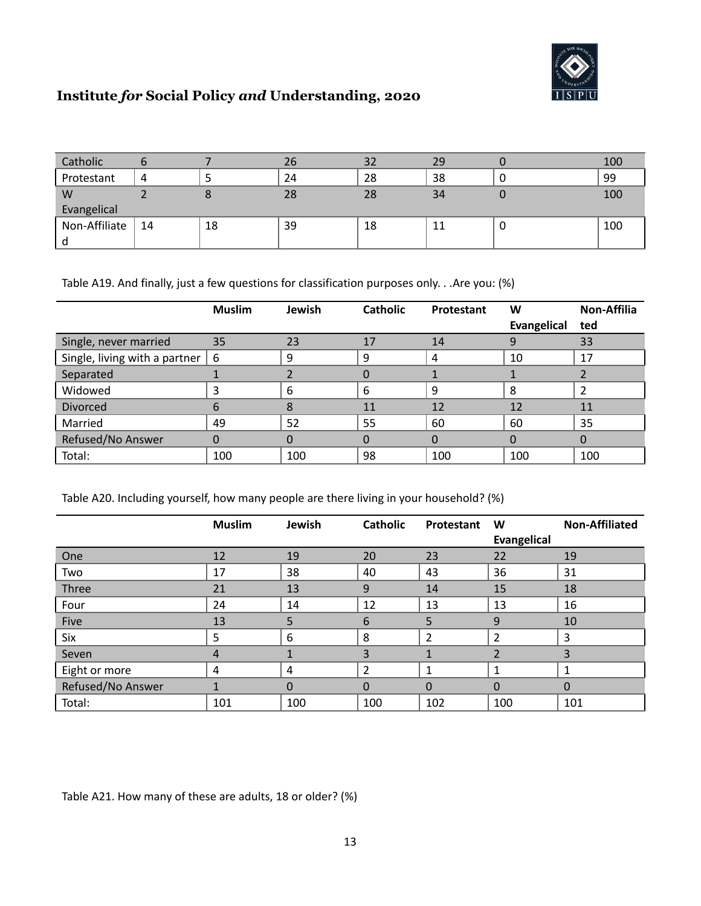| Catholic | 6 | 7 | 26 | 32 | 29 | 0 | 100 |
|---|---|---|---|---|---|---|---|
| Protestant | 4 | 5 | 24 | 28 | 38 | 0 | 99 |
| W Evangelical | 2 | 8 | 28 | 28 | 34 | 0 | 100 |
| Non-Affiliated | 14 | 18 | 39 | 18 | 11 | 0 | 100 |

Table A19. And finally, just a few questions for classification purposes only. . .Are you: (%)

| | Muslim | Jewish | Catholic | Protestant | W Evangelical | Non-Affiliated |
|---|---|---|---|---|---|---|
| Single, never married | 35 | 23 | 17 | 14 | 9 | 33 |
| Single, living with a partner | 6 | 9 | 9 | 4 | 10 | 17 |
| Separated | 1 | 2 | 0 | 1 | 1 | 2 |
| Widowed | 3 | 6 | 6 | 9 | 8 | 2 |
| Divorced | 6 | 8 | 11 | 12 | 12 | 11 |
| Married | 49 | 52 | 55 | 60 | 60 | 35 |
| Refused/No Answer | 0 | 0 | 0 | 0 | 0 | 0 |
| Total: | 100 | 100 | 98 | 100 | 100 | 100 |

Table A20. Including yourself, how many people are there living in your household? (%)

| | Muslim | Jewish | Catholic | Protestant | W Evangelical | Non-Affiliated |
|---|---|---|---|---|---|---|
| One | 12 | 19 | 20 | 23 | 22 | 19 |
| Two | 17 | 38 | 40 | 43 | 36 | 31 |
| Three | 21 | 13 | 9 | 14 | 15 | 18 |
| Four | 24 | 14 | 12 | 13 | 13 | 16 |
| Five | 13 | 5 | 6 | 5 | 9 | 10 |
| Six | 5 | 6 | 8 | 2 | 2 | 3 |
| Seven | 4 | 1 | 3 | 1 | 2 | 3 |
| Eight or more | 4 | 4 | 2 | 1 | 1 | 1 |
| Refused/No Answer | 1 | 0 | 0 | 0 | 0 | 0 |
| Total: | 101 | 100 | 100 | 102 | 100 | 101 |

Table A21. How many of these are adults, 18 or older? (%)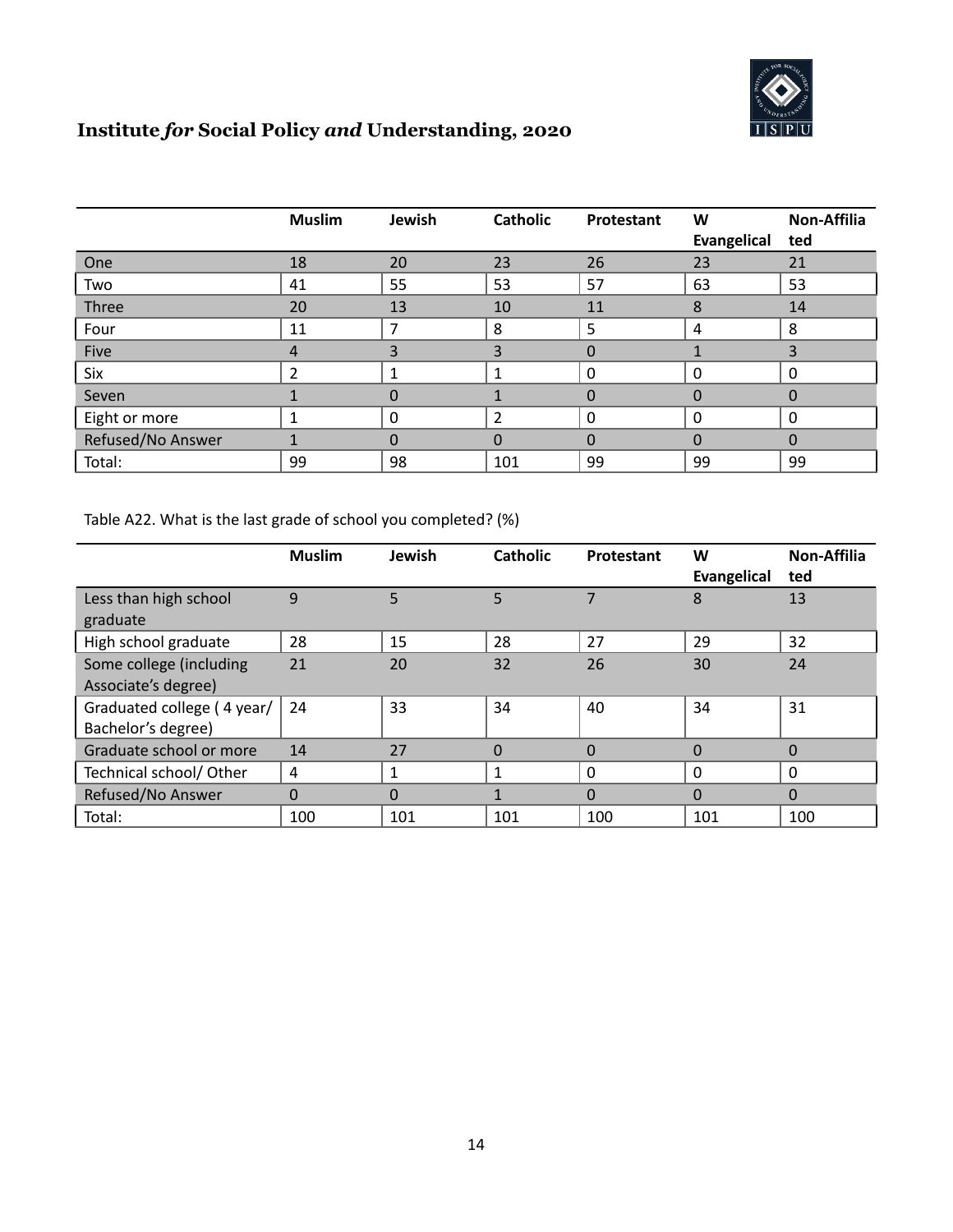|  | Muslim | Jewish | Catholic | Protestant | W Evangelical | Non-Affiliated |
|---|---|---|---|---|---|---|
| One | 18 | 20 | 23 | 26 | 23 | 21 |
| Two | 41 | 55 | 53 | 57 | 63 | 53 |
| Three | 20 | 13 | 10 | 11 | 8 | 14 |
| Four | 11 | 7 | 8 | 5 | 4 | 8 |
| Five | 4 | 3 | 3 | 0 | 1 | 3 |
| Six | 2 | 1 | 1 | 0 | 0 | 0 |
| Seven | 1 | 0 | 1 | 0 | 0 | 0 |
| Eight or more | 1 | 0 | 2 | 0 | 0 | 0 |
| Refused/No Answer | 1 | 0 | 0 | 0 | 0 | 0 |
| Total: | 99 | 98 | 101 | 99 | 99 | 99 |

Table A22. What is the last grade of school you completed? (%)

|  | Muslim | Jewish | Catholic | Protestant | W Evangelical | Non-Affiliated |
|---|---|---|---|---|---|---|
| Less than high school graduate | 9 | 5 | 5 | 7 | 8 | 13 |
| High school graduate | 28 | 15 | 28 | 27 | 29 | 32 |
| Some college (including Associate's degree) | 21 | 20 | 32 | 26 | 30 | 24 |
| Graduated college ( 4 year/ Bachelor's degree) | 24 | 33 | 34 | 40 | 34 | 31 |
| Graduate school or more | 14 | 27 | 0 | 0 | 0 | 0 |
| Technical school/ Other | 4 | 1 | 1 | 0 | 0 | 0 |
| Refused/No Answer | 0 | 0 | 1 | 0 | 0 | 0 |
| Total: | 100 | 101 | 101 | 100 | 101 | 100 |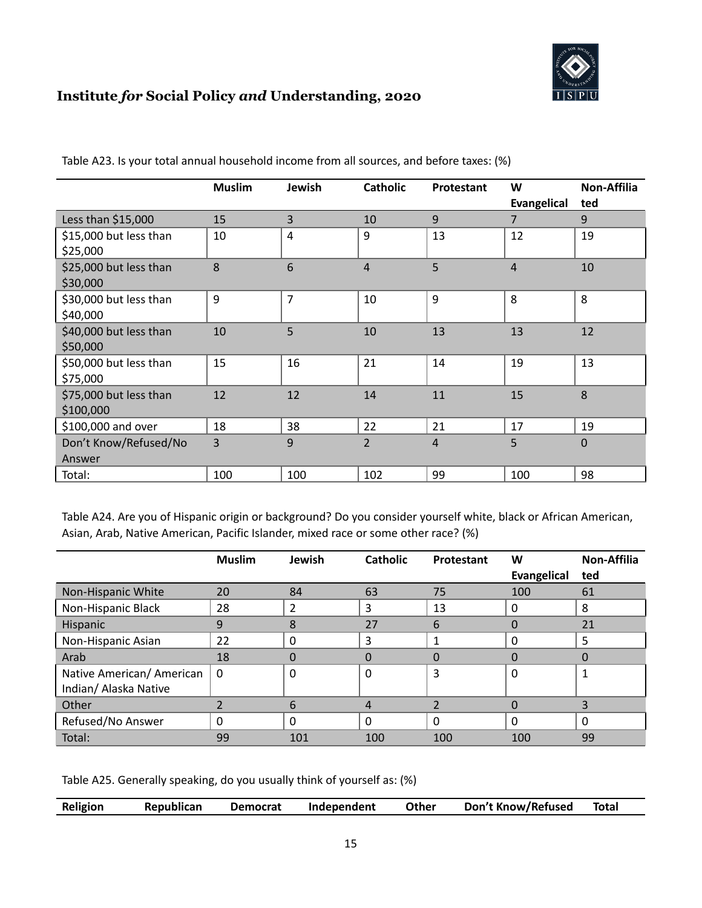Table A23. Is your total annual household income from all sources, and before taxes: (%)

| | Muslim | Jewish | Catholic | Protestant | W Evangelical | Non-Affiliated |
|---|---|---|---|---|---|---|
| Less than $15,000 | 15 | 3 | 10 | 9 | 7 | 9 |
| $15,000 but less than $25,000 | 10 | 4 | 9 | 13 | 12 | 19 |
| $25,000 but less than $30,000 | 8 | 6 | 4 | 5 | 4 | 10 |
| $30,000 but less than $40,000 | 9 | 7 | 10 | 9 | 8 | 8 |
| $40,000 but less than $50,000 | 10 | 5 | 10 | 13 | 13 | 12 |
| $50,000 but less than $75,000 | 15 | 16 | 21 | 14 | 19 | 13 |
| $75,000 but less than $100,000 | 12 | 12 | 14 | 11 | 15 | 8 |
| $100,000 and over | 18 | 38 | 22 | 21 | 17 | 19 |
| Don't Know/Refused/No Answer | 3 | 9 | 2 | 4 | 5 | 0 |
| Total: | 100 | 100 | 102 | 99 | 100 | 98 |

Table A24. Are you of Hispanic origin or background? Do you consider yourself white, black or African American, Asian, Arab, Native American, Pacific Islander, mixed race or some other race? (%)

| | Muslim | Jewish | Catholic | Protestant | W Evangelical | Non-Affiliated |
|---|---|---|---|---|---|---|
| Non-Hispanic White | 20 | 84 | 63 | 75 | 100 | 61 |
| Non-Hispanic Black | 28 | 2 | 3 | 13 | 0 | 8 |
| Hispanic | 9 | 8 | 27 | 6 | 0 | 21 |
| Non-Hispanic Asian | 22 | 0 | 3 | 1 | 0 | 5 |
| Arab | 18 | 0 | 0 | 0 | 0 | 0 |
| Native American/ American Indian/ Alaska Native | 0 | 0 | 0 | 3 | 0 | 1 |
| Other | 2 | 6 | 4 | 2 | 0 | 3 |
| Refused/No Answer | 0 | 0 | 0 | 0 | 0 | 0 |
| Total: | 99 | 101 | 100 | 100 | 100 | 99 |

Table A25. Generally speaking, do you usually think of yourself as: (%)

| Religion | Republican | Democrat | Independent | Other | Don't Know/Refused | Total |
|---|---|---|---|---|---|---|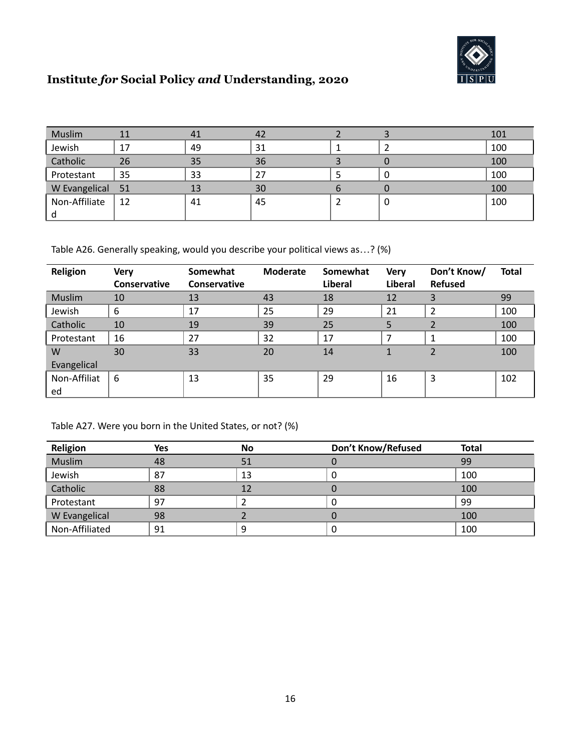| Muslim | 11 | 41 | 42 | 2 | 3 | 101 |
|---|---|---|---|---|---|---|
| Jewish | 17 | 49 | 31 | 1 | 2 | 100 |
| Catholic | 26 | 35 | 36 | 3 | 0 | 100 |
| Protestant | 35 | 33 | 27 | 5 | 0 | 100 |
| W Evangelical | 51 | 13 | 30 | 6 | 0 | 100 |
| Non-Affiliated | 12 | 41 | 45 | 2 | 0 | 100 |

Table A26. Generally speaking, would you describe your political views as…? (%)

| Religion | Very Conservative | Somewhat Conservative | Moderate | Somewhat Liberal | Very Liberal | Don't Know/ Refused | Total |
|---|---|---|---|---|---|---|---|
| Muslim | 10 | 13 | 43 | 18 | 12 | 3 | 99 |
| Jewish | 6 | 17 | 25 | 29 | 21 | 2 | 100 |
| Catholic | 10 | 19 | 39 | 25 | 5 | 2 | 100 |
| Protestant | 16 | 27 | 32 | 17 | 7 | 1 | 100 |
| W Evangelical | 30 | 33 | 20 | 14 | 1 | 2 | 100 |
| Non-Affiliated | 6 | 13 | 35 | 29 | 16 | 3 | 102 |

Table A27. Were you born in the United States, or not? (%)

| Religion | Yes | No | Don't Know/Refused | Total |
|---|---|---|---|---|
| Muslim | 48 | 51 | 0 | 99 |
| Jewish | 87 | 13 | 0 | 100 |
| Catholic | 88 | 12 | 0 | 100 |
| Protestant | 97 | 2 | 0 | 99 |
| W Evangelical | 98 | 2 | 0 | 100 |
| Non-Affiliated | 91 | 9 | 0 | 100 |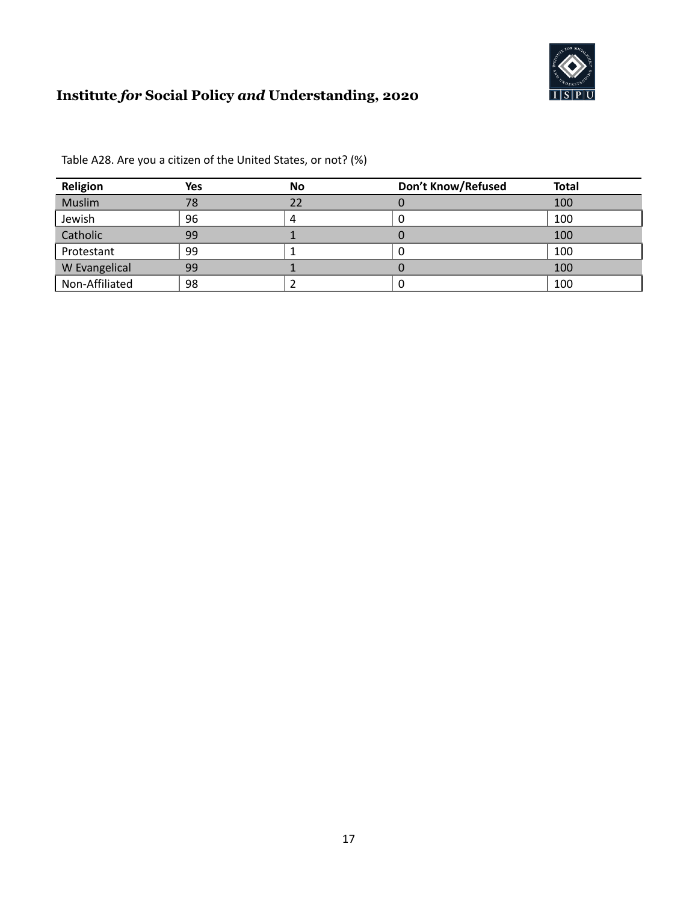Table A28. Are you a citizen of the United States, or not? (%)

| Religion | Yes | No | Don't Know/Refused | Total |
|---|---|---|---|---|
| Muslim | 78 | 22 | 0 | 100 |
| Jewish | 96 | 4 | 0 | 100 |
| Catholic | 99 | 1 | 0 | 100 |
| Protestant | 99 | 1 | 0 | 100 |
| W Evangelical | 99 | 1 | 0 | 100 |
| Non-Affiliated | 98 | 2 | 0 | 100 |